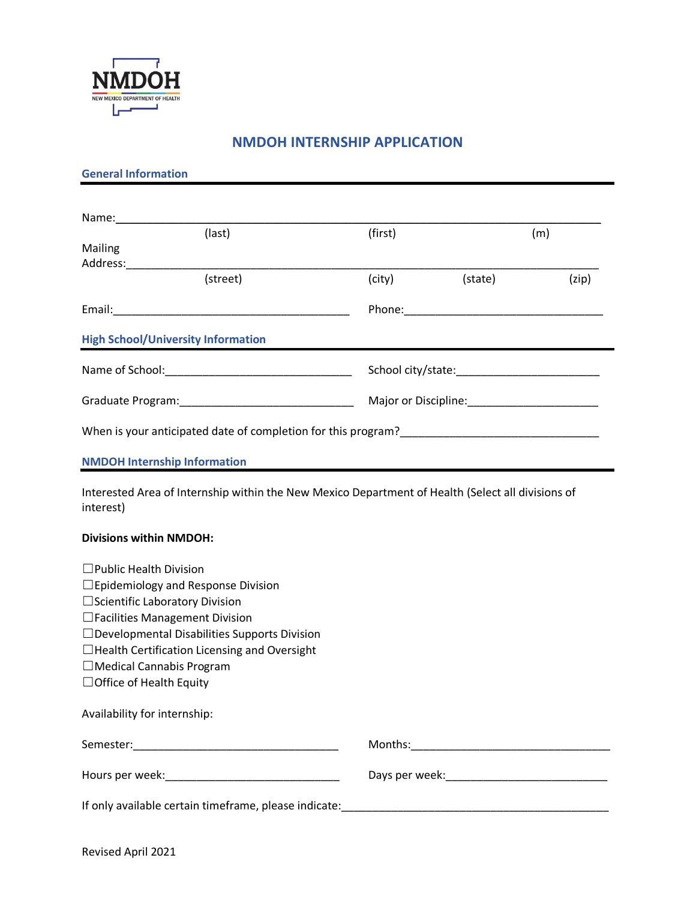NMDOH
NEW MEXICO DEPARTMENT OF HEALTH

# NMDOH INTERNSHIP APPLICATION

## General Information

Name:_________________________________________________________________________
(last) (first) (m)

Mailing Address:_________________________________________________________________
(street) (city) (state) (zip)

Email:________________________________________ Phone:_________________________________

## High School/University Information

Name of School:______________________________ School city/state:_______________________

Graduate Program:____________________________ Major or Discipline:_____________________

When is your anticipated date of completion for this program?_______________________________

## NMDOH Internship Information

Interested Area of Internship within the New Mexico Department of Health (Select all divisions of interest)

**Divisions within NMDOH:**

☐Public Health Division
☐Epidemiology and Response Division
☐Scientific Laboratory Division
☐Facilities Management Division
☐Developmental Disabilities Supports Division
☐Health Certification Licensing and Oversight
☐Medical Cannabis Program
☐Office of Health Equity

Availability for internship:

Semester:_________________________________ Months:_________________________________

Hours per week:____________________________ Days per week:__________________________

If only available certain timeframe, please indicate:___________________________________________

Revised April 2021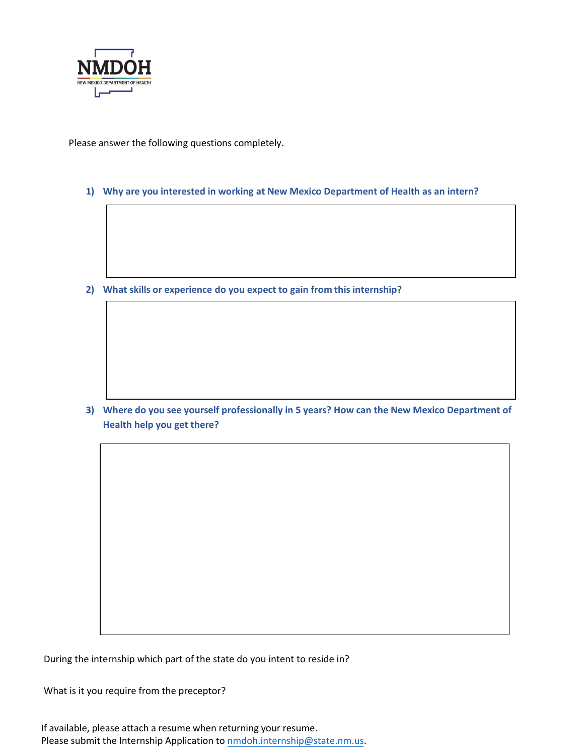NMDOH
NEW MEXICO DEPARTMENT OF HEALTH

Please answer the following questions completely.

1) **Why are you interested in working at New Mexico Department of Health as an intern?**

2) **What skills or experience do you expect to gain from this internship?**

3) **Where do you see yourself professionally in 5 years? How can the New Mexico Department of Health help you get there?**

During the internship which part of the state do you intent to reside in?

What is it you require from the preceptor?

If available, please attach a resume when returning your resume.
Please submit the Internship Application to nmdoh.internship@state.nm.us.